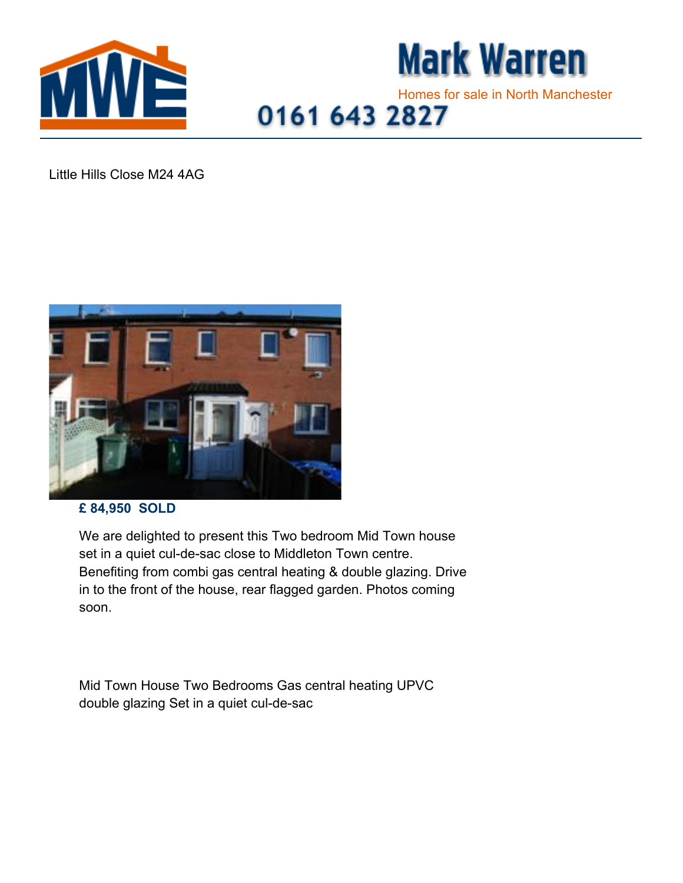# Mark Warren

Homes for sale in North Manchester

0161 643 2827

Little Hills Close M24 4AG

**£ 84,950 SOLD**

We are delighted to present this Two bedroom Mid Town house set in a quiet cul-de-sac close to Middleton Town centre. Benefiting from combi gas central heating & double glazing. Drive in to the front of the house, rear flagged garden. Photos coming soon.

Mid Town House Two Bedrooms Gas central heating UPVC double glazing Set in a quiet cul-de-sac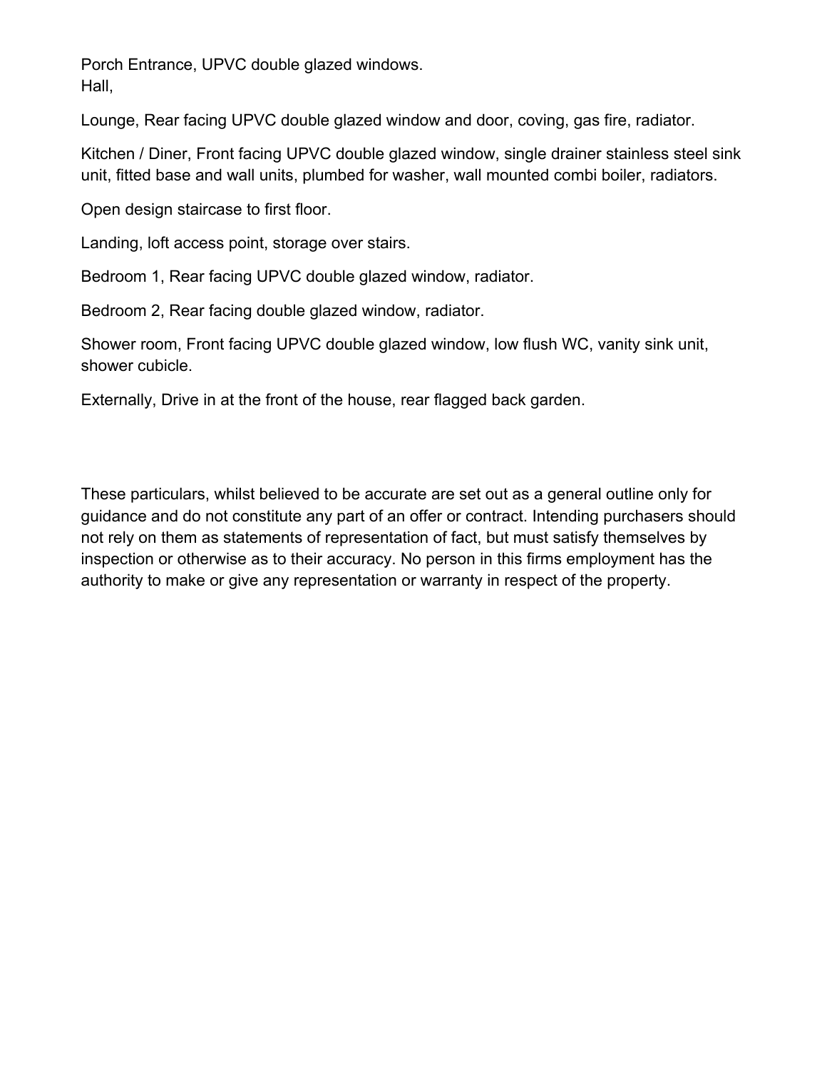Porch Entrance, UPVC double glazed windows.
Hall,

Lounge, Rear facing UPVC double glazed window and door, coving, gas fire, radiator.

Kitchen / Diner, Front facing UPVC double glazed window, single drainer stainless steel sink unit, fitted base and wall units, plumbed for washer, wall mounted combi boiler, radiators.

Open design staircase to first floor.

Landing, loft access point, storage over stairs.

Bedroom 1, Rear facing UPVC double glazed window, radiator.

Bedroom 2, Rear facing double glazed window, radiator.

Shower room, Front facing UPVC double glazed window, low flush WC, vanity sink unit, shower cubicle.

Externally, Drive in at the front of the house, rear flagged back garden.

These particulars, whilst believed to be accurate are set out as a general outline only for guidance and do not constitute any part of an offer or contract. Intending purchasers should not rely on them as statements of representation of fact, but must satisfy themselves by inspection or otherwise as to their accuracy. No person in this firms employment has the authority to make or give any representation or warranty in respect of the property.